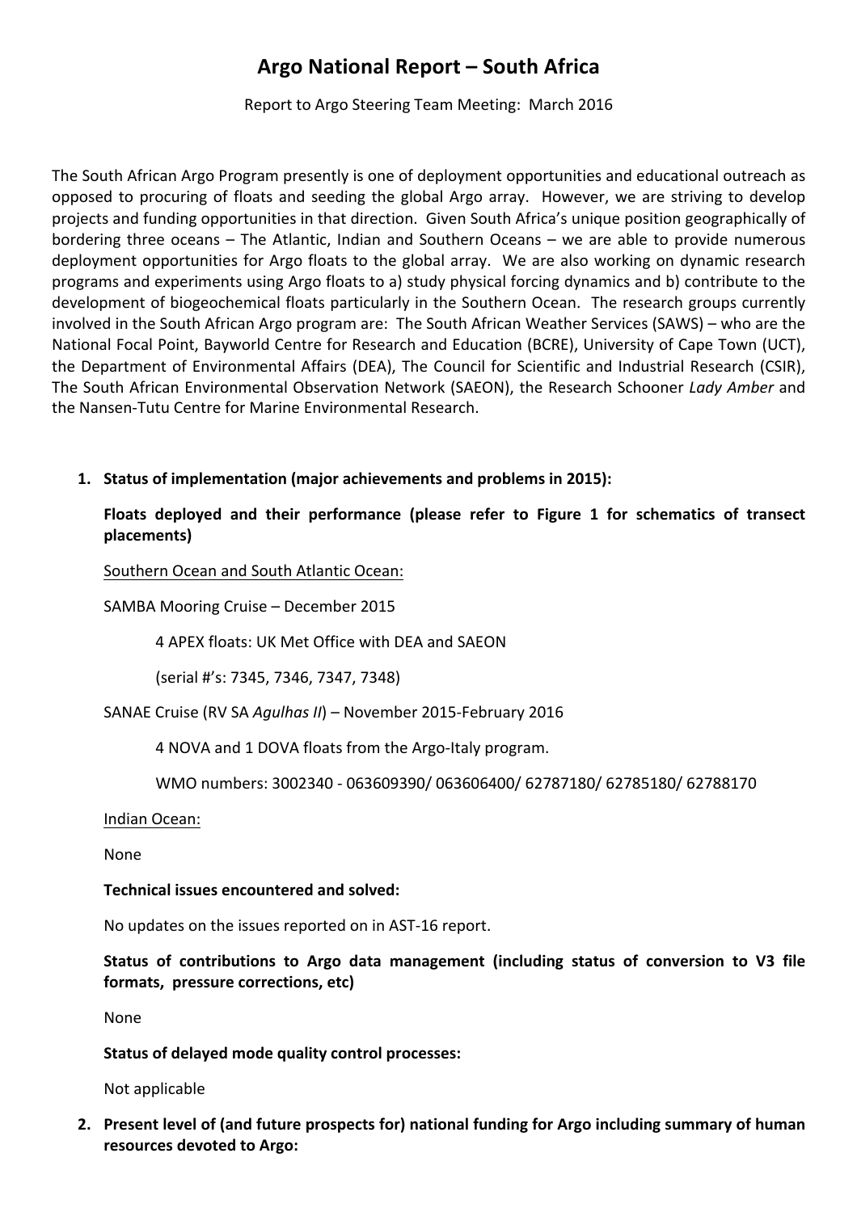# Argo National Report – South Africa

Report to Argo Steering Team Meeting: March 2016

The South African Argo Program presently is one of deployment opportunities and educational outreach as opposed to procuring of floats and seeding the global Argo array. However, we are striving to develop projects and funding opportunities in that direction. Given South Africa's unique position geographically of bordering three oceans – The Atlantic, Indian and Southern Oceans – we are able to provide numerous deployment opportunities for Argo floats to the global array. We are also working on dynamic research programs and experiments using Argo floats to a) study physical forcing dynamics and b) contribute to the development of biogeochemical floats particularly in the Southern Ocean. The research groups currently involved in the South African Argo program are: The South African Weather Services (SAWS) – who are the National Focal Point, Bayworld Centre for Research and Education (BCRE), University of Cape Town (UCT), the Department of Environmental Affairs (DEA), The Council for Scientific and Industrial Research (CSIR), The South African Environmental Observation Network (SAEON), the Research Schooner *Lady Amber* and the Nansen-Tutu Centre for Marine Environmental Research.

1. **Status of implementation (major achievements and problems in 2015):**

   **Floats deployed and their performance (please refer to Figure 1 for schematics of transect placements)**

   Southern Ocean and South Atlantic Ocean:

   SAMBA Mooring Cruise – December 2015

   4 APEX floats: UK Met Office with DEA and SAEON

   (serial #'s: 7345, 7346, 7347, 7348)

   SANAE Cruise (RV SA *Agulhas II*) – November 2015-February 2016

   4 NOVA and 1 DOVA floats from the Argo-Italy program.

   WMO numbers: 3002340 - 063609390/ 063606400/ 62787180/ 62785180/ 62788170

   Indian Ocean:

   None

   **Technical issues encountered and solved:**

   No updates on the issues reported on in AST-16 report.

   **Status of contributions to Argo data management (including status of conversion to V3 file formats, pressure corrections, etc)**

   None

   **Status of delayed mode quality control processes:**

   Not applicable

2. **Present level of (and future prospects for) national funding for Argo including summary of human resources devoted to Argo:**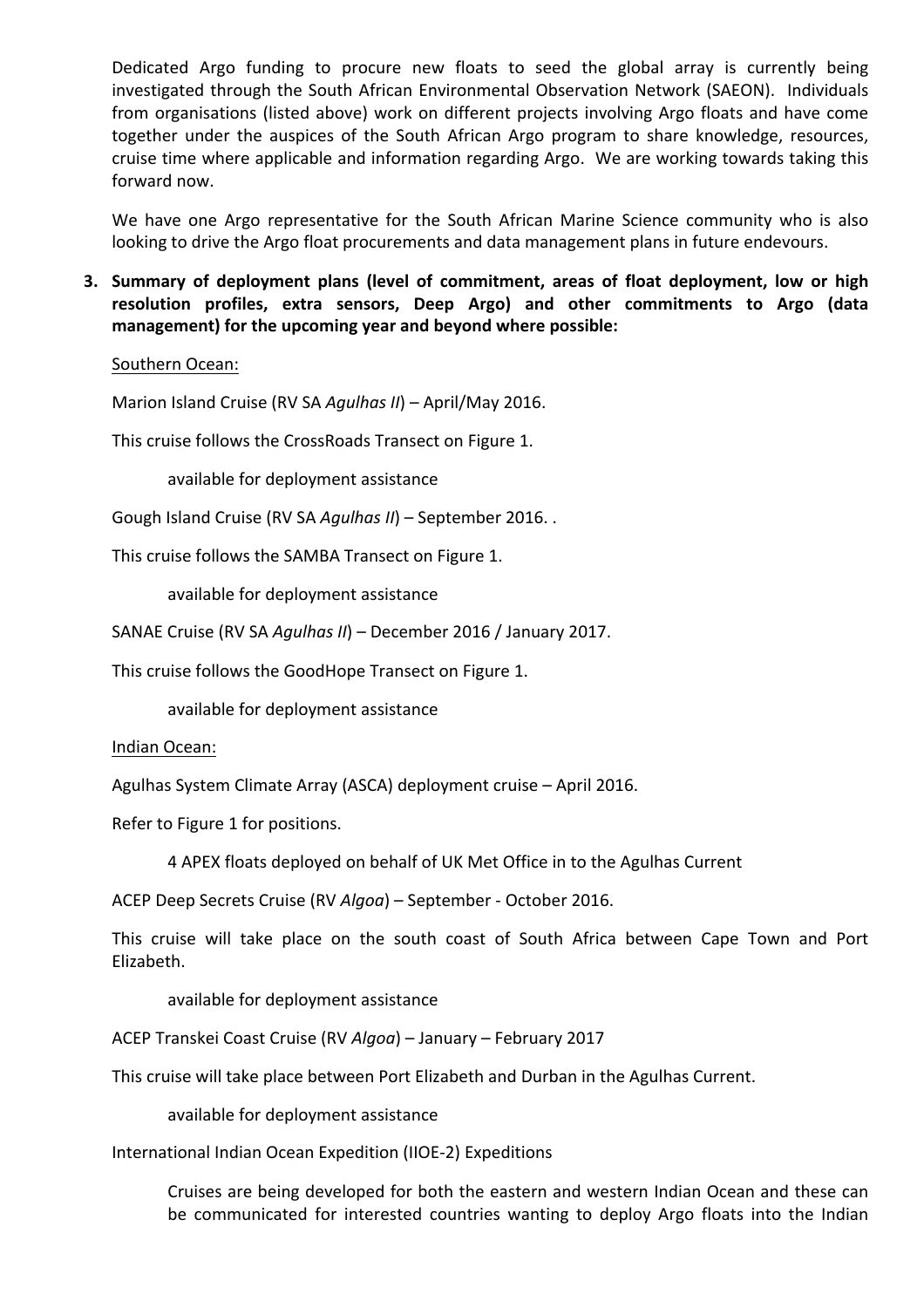Dedicated Argo funding to procure new floats to seed the global array is currently being investigated through the South African Environmental Observation Network (SAEON). Individuals from organisations (listed above) work on different projects involving Argo floats and have come together under the auspices of the South African Argo program to share knowledge, resources, cruise time where applicable and information regarding Argo. We are working towards taking this forward now.

We have one Argo representative for the South African Marine Science community who is also looking to drive the Argo float procurements and data management plans in future endevours.

**3. Summary of deployment plans (level of commitment, areas of float deployment, low or high resolution profiles, extra sensors, Deep Argo) and other commitments to Argo (data management) for the upcoming year and beyond where possible:**

Southern Ocean:

Marion Island Cruise (RV SA *Agulhas II*) – April/May 2016.

This cruise follows the CrossRoads Transect on Figure 1.

available for deployment assistance

Gough Island Cruise (RV SA *Agulhas II*) – September 2016. .

This cruise follows the SAMBA Transect on Figure 1.

available for deployment assistance

SANAE Cruise (RV SA *Agulhas II*) – December 2016 / January 2017.

This cruise follows the GoodHope Transect on Figure 1.

available for deployment assistance

Indian Ocean:

Agulhas System Climate Array (ASCA) deployment cruise – April 2016.

Refer to Figure 1 for positions.

4 APEX floats deployed on behalf of UK Met Office in to the Agulhas Current

ACEP Deep Secrets Cruise (RV *Algoa*) – September - October 2016.

This cruise will take place on the south coast of South Africa between Cape Town and Port Elizabeth.

available for deployment assistance

ACEP Transkei Coast Cruise (RV *Algoa*) – January – February 2017

This cruise will take place between Port Elizabeth and Durban in the Agulhas Current.

available for deployment assistance

International Indian Ocean Expedition (IIOE-2) Expeditions

Cruises are being developed for both the eastern and western Indian Ocean and these can be communicated for interested countries wanting to deploy Argo floats into the Indian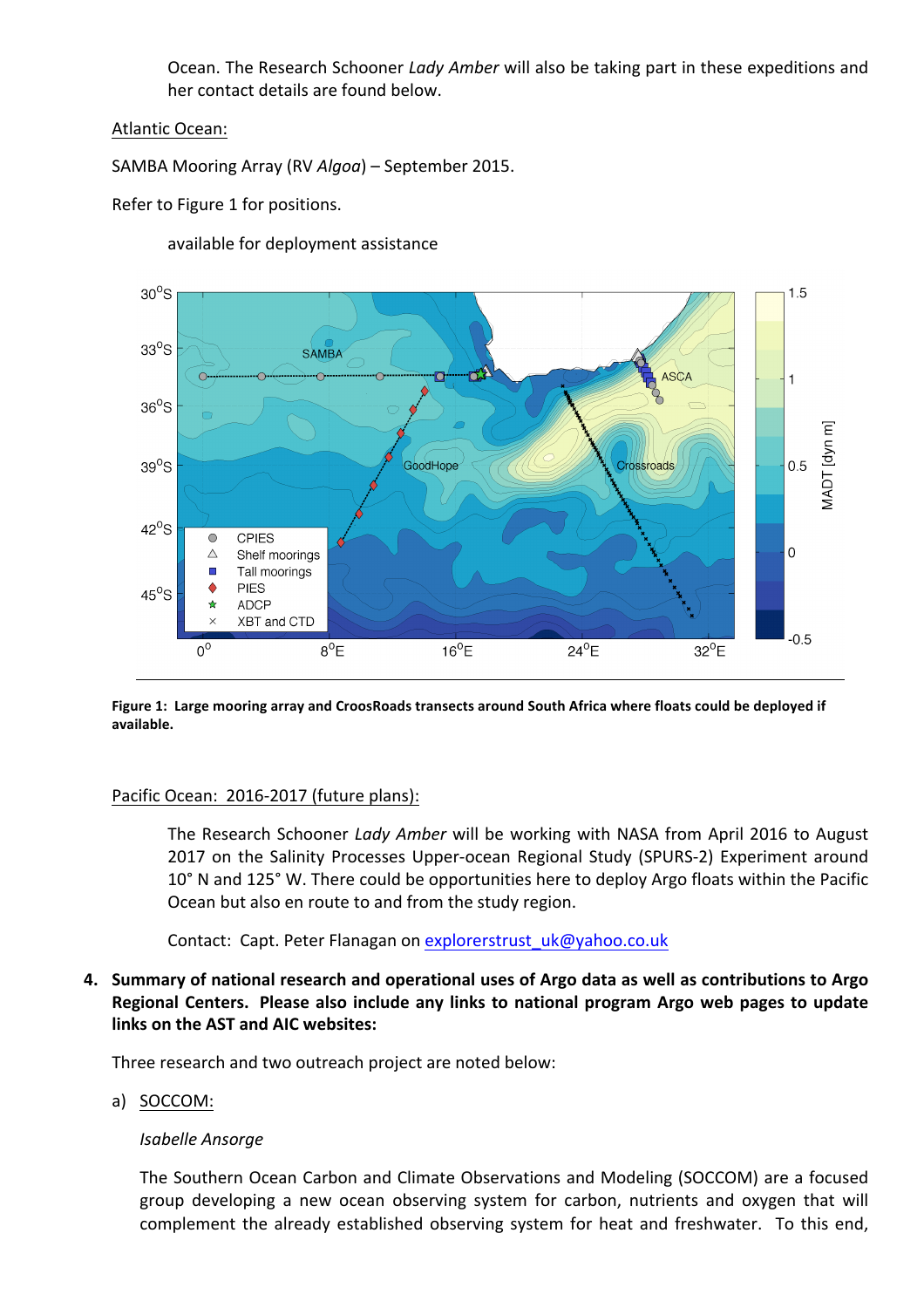Ocean. The Research Schooner *Lady Amber* will also be taking part in these expeditions and her contact details are found below.

Atlantic Ocean:

SAMBA Mooring Array (RV *Algoa*) – September 2015.

Refer to Figure 1 for positions.

available for deployment assistance

**Figure 1: Large mooring array and CroosRoads transects around South Africa where floats could be deployed if available.**

Pacific Ocean: 2016-2017 (future plans):

The Research Schooner *Lady Amber* will be working with NASA from April 2016 to August 2017 on the Salinity Processes Upper-ocean Regional Study (SPURS-2) Experiment around 10° N and 125° W. There could be opportunities here to deploy Argo floats within the Pacific Ocean but also en route to and from the study region.

Contact: Capt. Peter Flanagan on explorerstrust_uk@yahoo.co.uk

**4. Summary of national research and operational uses of Argo data as well as contributions to Argo Regional Centers. Please also include any links to national program Argo web pages to update links on the AST and AIC websites:**

Three research and two outreach project are noted below:

a) SOCCOM:

*Isabelle Ansorge*

The Southern Ocean Carbon and Climate Observations and Modeling (SOCCOM) are a focused group developing a new ocean observing system for carbon, nutrients and oxygen that will complement the already established observing system for heat and freshwater. To this end,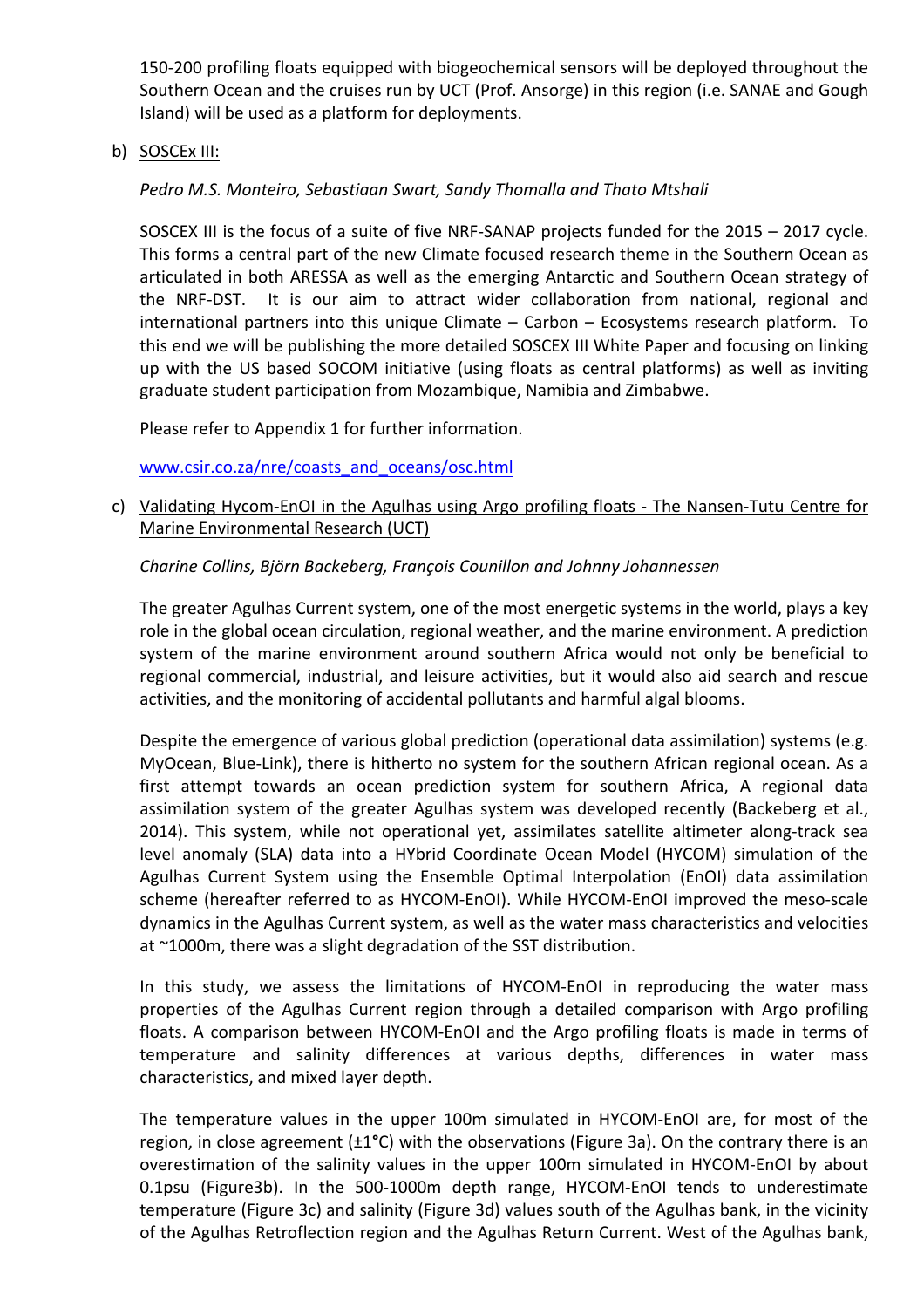150-200 profiling floats equipped with biogeochemical sensors will be deployed throughout the Southern Ocean and the cruises run by UCT (Prof. Ansorge) in this region (i.e. SANAE and Gough Island) will be used as a platform for deployments.

b) SOSCEx III:

*Pedro M.S. Monteiro, Sebastiaan Swart, Sandy Thomalla and Thato Mtshali*

SOSCEX III is the focus of a suite of five NRF-SANAP projects funded for the 2015 – 2017 cycle. This forms a central part of the new Climate focused research theme in the Southern Ocean as articulated in both ARESSA as well as the emerging Antarctic and Southern Ocean strategy of the NRF-DST. It is our aim to attract wider collaboration from national, regional and international partners into this unique Climate – Carbon – Ecosystems research platform. To this end we will be publishing the more detailed SOSCEX III White Paper and focusing on linking up with the US based SOCOM initiative (using floats as central platforms) as well as inviting graduate student participation from Mozambique, Namibia and Zimbabwe.

Please refer to Appendix 1 for further information.

www.csir.co.za/nre/coasts_and_oceans/osc.html

c) Validating Hycom-EnOI in the Agulhas using Argo profiling floats - The Nansen-Tutu Centre for Marine Environmental Research (UCT)

*Charine Collins, Björn Backeberg, François Counillon and Johnny Johannessen*

The greater Agulhas Current system, one of the most energetic systems in the world, plays a key role in the global ocean circulation, regional weather, and the marine environment. A prediction system of the marine environment around southern Africa would not only be beneficial to regional commercial, industrial, and leisure activities, but it would also aid search and rescue activities, and the monitoring of accidental pollutants and harmful algal blooms.

Despite the emergence of various global prediction (operational data assimilation) systems (e.g. MyOcean, Blue-Link), there is hitherto no system for the southern African regional ocean. As a first attempt towards an ocean prediction system for southern Africa, A regional data assimilation system of the greater Agulhas system was developed recently (Backeberg et al., 2014). This system, while not operational yet, assimilates satellite altimeter along-track sea level anomaly (SLA) data into a HYbrid Coordinate Ocean Model (HYCOM) simulation of the Agulhas Current System using the Ensemble Optimal Interpolation (EnOI) data assimilation scheme (hereafter referred to as HYCOM-EnOI). While HYCOM-EnOI improved the meso-scale dynamics in the Agulhas Current system, as well as the water mass characteristics and velocities at ~1000m, there was a slight degradation of the SST distribution.

In this study, we assess the limitations of HYCOM-EnOI in reproducing the water mass properties of the Agulhas Current region through a detailed comparison with Argo profiling floats. A comparison between HYCOM-EnOI and the Argo profiling floats is made in terms of temperature and salinity differences at various depths, differences in water mass characteristics, and mixed layer depth.

The temperature values in the upper 100m simulated in HYCOM-EnOI are, for most of the region, in close agreement (±1°C) with the observations (Figure 3a). On the contrary there is an overestimation of the salinity values in the upper 100m simulated in HYCOM-EnOI by about 0.1psu (Figure3b). In the 500-1000m depth range, HYCOM-EnOI tends to underestimate temperature (Figure 3c) and salinity (Figure 3d) values south of the Agulhas bank, in the vicinity of the Agulhas Retroflection region and the Agulhas Return Current. West of the Agulhas bank,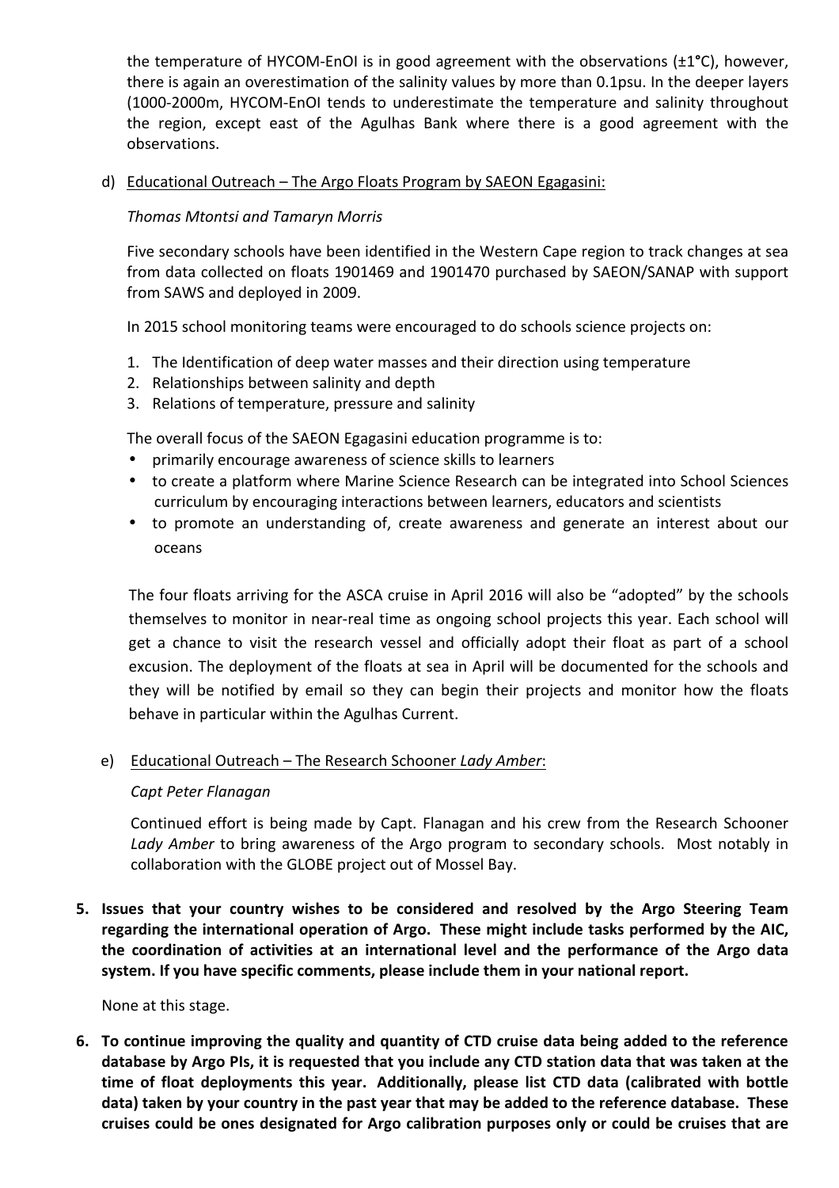the temperature of HYCOM-EnOI is in good agreement with the observations (±1°C), however, there is again an overestimation of the salinity values by more than 0.1psu. In the deeper layers (1000-2000m, HYCOM-EnOI tends to underestimate the temperature and salinity throughout the region, except east of the Agulhas Bank where there is a good agreement with the observations.

d) Educational Outreach – The Argo Floats Program by SAEON Egagasini:

*Thomas Mtontsi and Tamaryn Morris*

Five secondary schools have been identified in the Western Cape region to track changes at sea from data collected on floats 1901469 and 1901470 purchased by SAEON/SANAP with support from SAWS and deployed in 2009.

In 2015 school monitoring teams were encouraged to do schools science projects on:

1. The Identification of deep water masses and their direction using temperature
2. Relationships between salinity and depth
3. Relations of temperature, pressure and salinity

The overall focus of the SAEON Egagasini education programme is to:

- primarily encourage awareness of science skills to learners
- to create a platform where Marine Science Research can be integrated into School Sciences curriculum by encouraging interactions between learners, educators and scientists
- to promote an understanding of, create awareness and generate an interest about our oceans

The four floats arriving for the ASCA cruise in April 2016 will also be "adopted" by the schools themselves to monitor in near-real time as ongoing school projects this year. Each school will get a chance to visit the research vessel and officially adopt their float as part of a school excusion. The deployment of the floats at sea in April will be documented for the schools and they will be notified by email so they can begin their projects and monitor how the floats behave in particular within the Agulhas Current.

e) Educational Outreach – The Research Schooner *Lady Amber*:

*Capt Peter Flanagan*

Continued effort is being made by Capt. Flanagan and his crew from the Research Schooner *Lady Amber* to bring awareness of the Argo program to secondary schools. Most notably in collaboration with the GLOBE project out of Mossel Bay.

**5. Issues that your country wishes to be considered and resolved by the Argo Steering Team regarding the international operation of Argo. These might include tasks performed by the AIC, the coordination of activities at an international level and the performance of the Argo data system. If you have specific comments, please include them in your national report.**

None at this stage.

**6. To continue improving the quality and quantity of CTD cruise data being added to the reference database by Argo PIs, it is requested that you include any CTD station data that was taken at the time of float deployments this year. Additionally, please list CTD data (calibrated with bottle data) taken by your country in the past year that may be added to the reference database. These cruises could be ones designated for Argo calibration purposes only or could be cruises that are**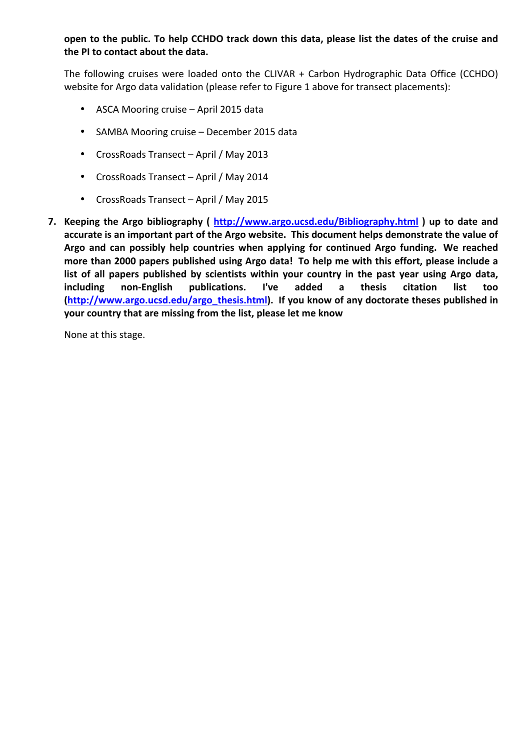**open to the public. To help CCHDO track down this data, please list the dates of the cruise and the PI to contact about the data.**

The following cruises were loaded onto the CLIVAR + Carbon Hydrographic Data Office (CCHDO) website for Argo data validation (please refer to Figure 1 above for transect placements):

- ASCA Mooring cruise – April 2015 data
- SAMBA Mooring cruise – December 2015 data
- CrossRoads Transect – April / May 2013
- CrossRoads Transect – April / May 2014
- CrossRoads Transect – April / May 2015

7. **Keeping the Argo bibliography ( http://www.argo.ucsd.edu/Bibliography.html ) up to date and accurate is an important part of the Argo website. This document helps demonstrate the value of Argo and can possibly help countries when applying for continued Argo funding. We reached more than 2000 papers published using Argo data! To help me with this effort, please include a list of all papers published by scientists within your country in the past year using Argo data, including non-English publications. I've added a thesis citation list too (http://www.argo.ucsd.edu/argo_thesis.html). If you know of any doctorate theses published in your country that are missing from the list, please let me know**

   None at this stage.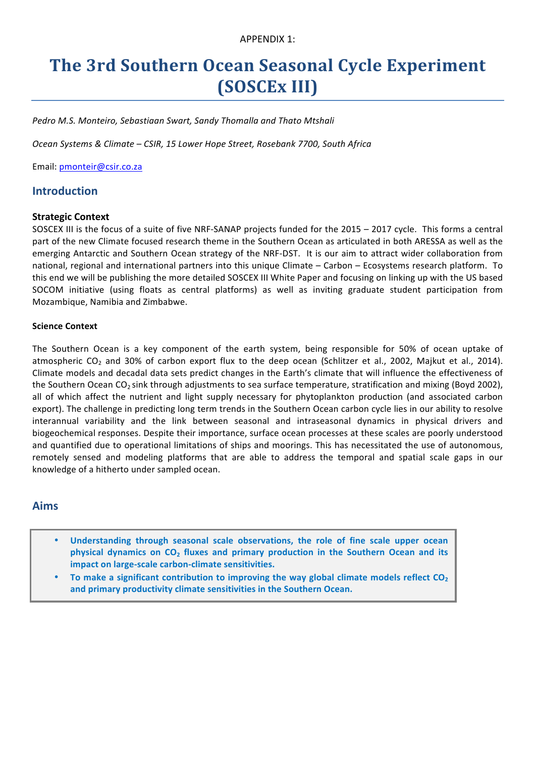APPENDIX 1:

# The 3rd Southern Ocean Seasonal Cycle Experiment (SOSCEx III)

*Pedro M.S. Monteiro, Sebastiaan Swart, Sandy Thomalla and Thato Mtshali*

*Ocean Systems & Climate – CSIR, 15 Lower Hope Street, Rosebank 7700, South Africa*

Email: pmonteir@csir.co.za

## Introduction

### Strategic Context

SOSCEX III is the focus of a suite of five NRF-SANAP projects funded for the 2015 – 2017 cycle. This forms a central part of the new Climate focused research theme in the Southern Ocean as articulated in both ARESSA as well as the emerging Antarctic and Southern Ocean strategy of the NRF-DST. It is our aim to attract wider collaboration from national, regional and international partners into this unique Climate – Carbon – Ecosystems research platform. To this end we will be publishing the more detailed SOSCEX III White Paper and focusing on linking up with the US based SOCOM initiative (using floats as central platforms) as well as inviting graduate student participation from Mozambique, Namibia and Zimbabwe.

#### Science Context

The Southern Ocean is a key component of the earth system, being responsible for 50% of ocean uptake of atmospheric $CO_2$ and 30% of carbon export flux to the deep ocean (Schlitzer et al., 2002, Majkut et al., 2014). Climate models and decadal data sets predict changes in the Earth's climate that will influence the effectiveness of the Southern Ocean $CO_2$ sink through adjustments to sea surface temperature, stratification and mixing (Boyd 2002), all of which affect the nutrient and light supply necessary for phytoplankton production (and associated carbon export). The challenge in predicting long term trends in the Southern Ocean carbon cycle lies in our ability to resolve interannual variability and the link between seasonal and intraseasonal dynamics in physical drivers and biogeochemical responses. Despite their importance, surface ocean processes at these scales are poorly understood and quantified due to operational limitations of ships and moorings. This has necessitated the use of autonomous, remotely sensed and modeling platforms that are able to address the temporal and spatial scale gaps in our knowledge of a hitherto under sampled ocean.

## Aims

- **Understanding through seasonal scale observations, the role of fine scale upper ocean physical dynamics on $CO_2$ fluxes and primary production in the Southern Ocean and its impact on large-scale carbon-climate sensitivities.**
- **To make a significant contribution to improving the way global climate models reflect $CO_2$ and primary productivity climate sensitivities in the Southern Ocean.**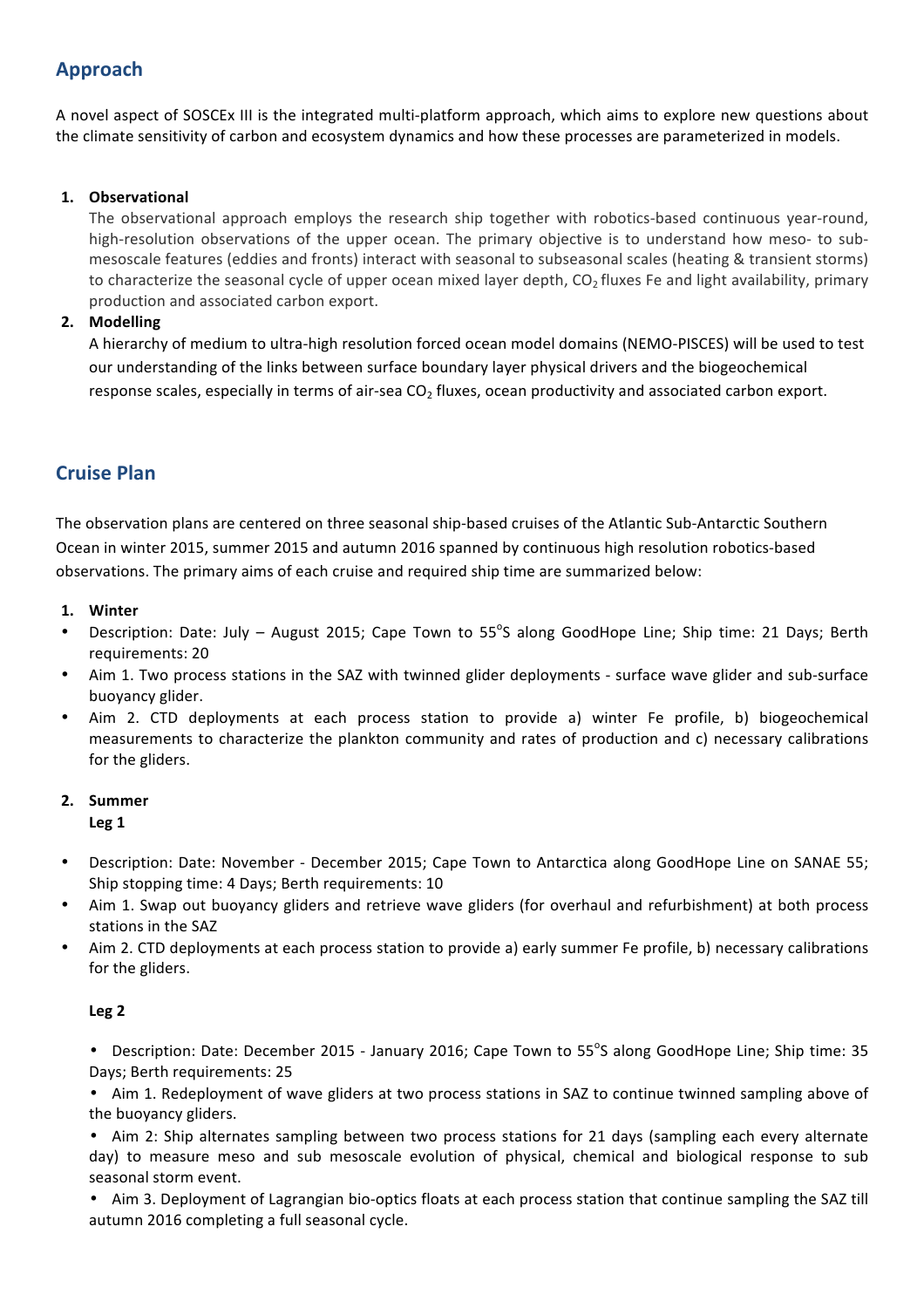## Approach

A novel aspect of SOSCEx III is the integrated multi-platform approach, which aims to explore new questions about the climate sensitivity of carbon and ecosystem dynamics and how these processes are parameterized in models.

1. **Observational**
   The observational approach employs the research ship together with robotics-based continuous year-round, high-resolution observations of the upper ocean. The primary objective is to understand how meso- to sub-mesoscale features (eddies and fronts) interact with seasonal to subseasonal scales (heating & transient storms) to characterize the seasonal cycle of upper ocean mixed layer depth, $CO_2$ fluxes Fe and light availability, primary production and associated carbon export.
2. **Modelling**
   A hierarchy of medium to ultra-high resolution forced ocean model domains (NEMO-PISCES) will be used to test our understanding of the links between surface boundary layer physical drivers and the biogeochemical response scales, especially in terms of air-sea $CO_2$ fluxes, ocean productivity and associated carbon export.

## Cruise Plan

The observation plans are centered on three seasonal ship-based cruises of the Atlantic Sub-Antarctic Southern Ocean in winter 2015, summer 2015 and autumn 2016 spanned by continuous high resolution robotics-based observations. The primary aims of each cruise and required ship time are summarized below:

1. **Winter**

- Description: Date: July – August 2015; Cape Town to 55°S along GoodHope Line; Ship time: 21 Days; Berth requirements: 20
- Aim 1. Two process stations in the SAZ with twinned glider deployments - surface wave glider and sub-surface buoyancy glider.
- Aim 2. CTD deployments at each process station to provide a) winter Fe profile, b) biogeochemical measurements to characterize the plankton community and rates of production and c) necessary calibrations for the gliders.

2. **Summer**

   **Leg 1**

- Description: Date: November - December 2015; Cape Town to Antarctica along GoodHope Line on SANAE 55; Ship stopping time: 4 Days; Berth requirements: 10
- Aim 1. Swap out buoyancy gliders and retrieve wave gliders (for overhaul and refurbishment) at both process stations in the SAZ
- Aim 2. CTD deployments at each process station to provide a) early summer Fe profile, b) necessary calibrations for the gliders.

   **Leg 2**

- Description: Date: December 2015 - January 2016; Cape Town to 55°S along GoodHope Line; Ship time: 35 Days; Berth requirements: 25
- Aim 1. Redeployment of wave gliders at two process stations in SAZ to continue twinned sampling above of the buoyancy gliders.
- Aim 2: Ship alternates sampling between two process stations for 21 days (sampling each every alternate day) to measure meso and sub mesoscale evolution of physical, chemical and biological response to sub seasonal storm event.
- Aim 3. Deployment of Lagrangian bio-optics floats at each process station that continue sampling the SAZ till autumn 2016 completing a full seasonal cycle.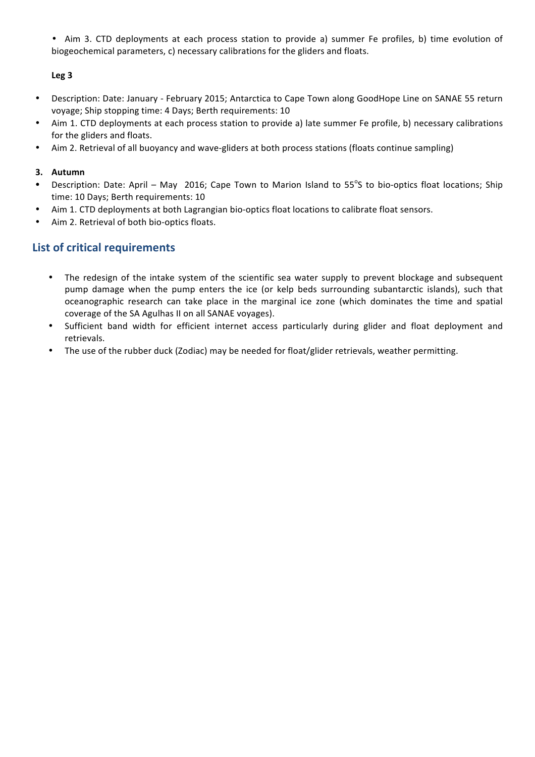- Aim 3. CTD deployments at each process station to provide a) summer Fe profiles, b) time evolution of biogeochemical parameters, c) necessary calibrations for the gliders and floats.

**Leg 3**

- Description: Date: January - February 2015; Antarctica to Cape Town along GoodHope Line on SANAE 55 return voyage; Ship stopping time: 4 Days; Berth requirements: 10
- Aim 1. CTD deployments at each process station to provide a) late summer Fe profile, b) necessary calibrations for the gliders and floats.
- Aim 2. Retrieval of all buoyancy and wave-gliders at both process stations (floats continue sampling)

**3. Autumn**

- Description: Date: April – May 2016; Cape Town to Marion Island to 55$^{o}$S to bio-optics float locations; Ship time: 10 Days; Berth requirements: 10
- Aim 1. CTD deployments at both Lagrangian bio-optics float locations to calibrate float sensors.
- Aim 2. Retrieval of both bio-optics floats.

## List of critical requirements

- The redesign of the intake system of the scientific sea water supply to prevent blockage and subsequent pump damage when the pump enters the ice (or kelp beds surrounding subantarctic islands), such that oceanographic research can take place in the marginal ice zone (which dominates the time and spatial coverage of the SA Agulhas II on all SANAE voyages).
- Sufficient band width for efficient internet access particularly during glider and float deployment and retrievals.
- The use of the rubber duck (Zodiac) may be needed for float/glider retrievals, weather permitting.